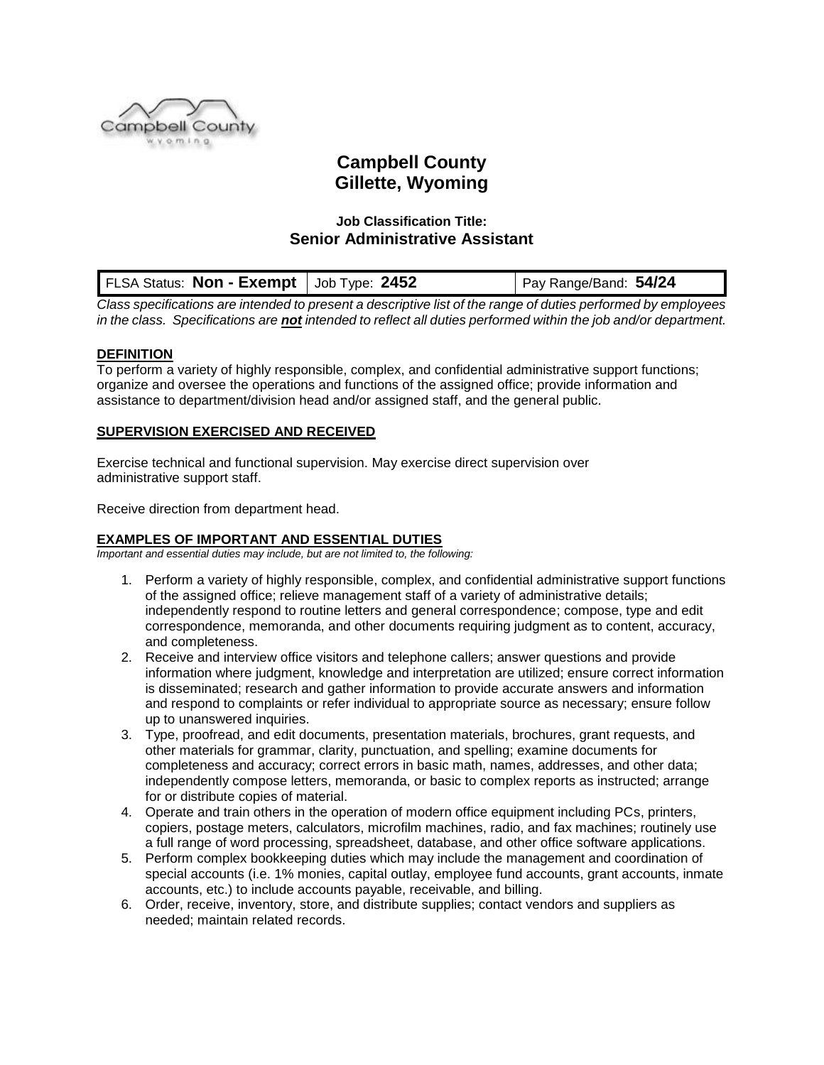# Campbell County
# Gillette, Wyoming

### Job Classification Title:
## Senior Administrative Assistant

| FLSA Status: **Non - Exempt** | Job Type: **2452** | Pay Range/Band: **54/24** |
|---|---|---|

*Class specifications are intended to present a descriptive list of the range of duties performed by employees in the class. Specifications are **not** intended to reflect all duties performed within the job and/or department.*

**DEFINITION**

To perform a variety of highly responsible, complex, and confidential administrative support functions; organize and oversee the operations and functions of the assigned office; provide information and assistance to department/division head and/or assigned staff, and the general public.

**SUPERVISION EXERCISED AND RECEIVED**

Exercise technical and functional supervision. May exercise direct supervision over administrative support staff.

Receive direction from department head.

**EXAMPLES OF IMPORTANT AND ESSENTIAL DUTIES**

*Important and essential duties may include, but are not limited to, the following:*

1. Perform a variety of highly responsible, complex, and confidential administrative support functions of the assigned office; relieve management staff of a variety of administrative details; independently respond to routine letters and general correspondence; compose, type and edit correspondence, memoranda, and other documents requiring judgment as to content, accuracy, and completeness.
2. Receive and interview office visitors and telephone callers; answer questions and provide information where judgment, knowledge and interpretation are utilized; ensure correct information is disseminated; research and gather information to provide accurate answers and information and respond to complaints or refer individual to appropriate source as necessary; ensure follow up to unanswered inquiries.
3. Type, proofread, and edit documents, presentation materials, brochures, grant requests, and other materials for grammar, clarity, punctuation, and spelling; examine documents for completeness and accuracy; correct errors in basic math, names, addresses, and other data; independently compose letters, memoranda, or basic to complex reports as instructed; arrange for or distribute copies of material.
4. Operate and train others in the operation of modern office equipment including PCs, printers, copiers, postage meters, calculators, microfilm machines, radio, and fax machines; routinely use a full range of word processing, spreadsheet, database, and other office software applications.
5. Perform complex bookkeeping duties which may include the management and coordination of special accounts (i.e. 1% monies, capital outlay, employee fund accounts, grant accounts, inmate accounts, etc.) to include accounts payable, receivable, and billing.
6. Order, receive, inventory, store, and distribute supplies; contact vendors and suppliers as needed; maintain related records.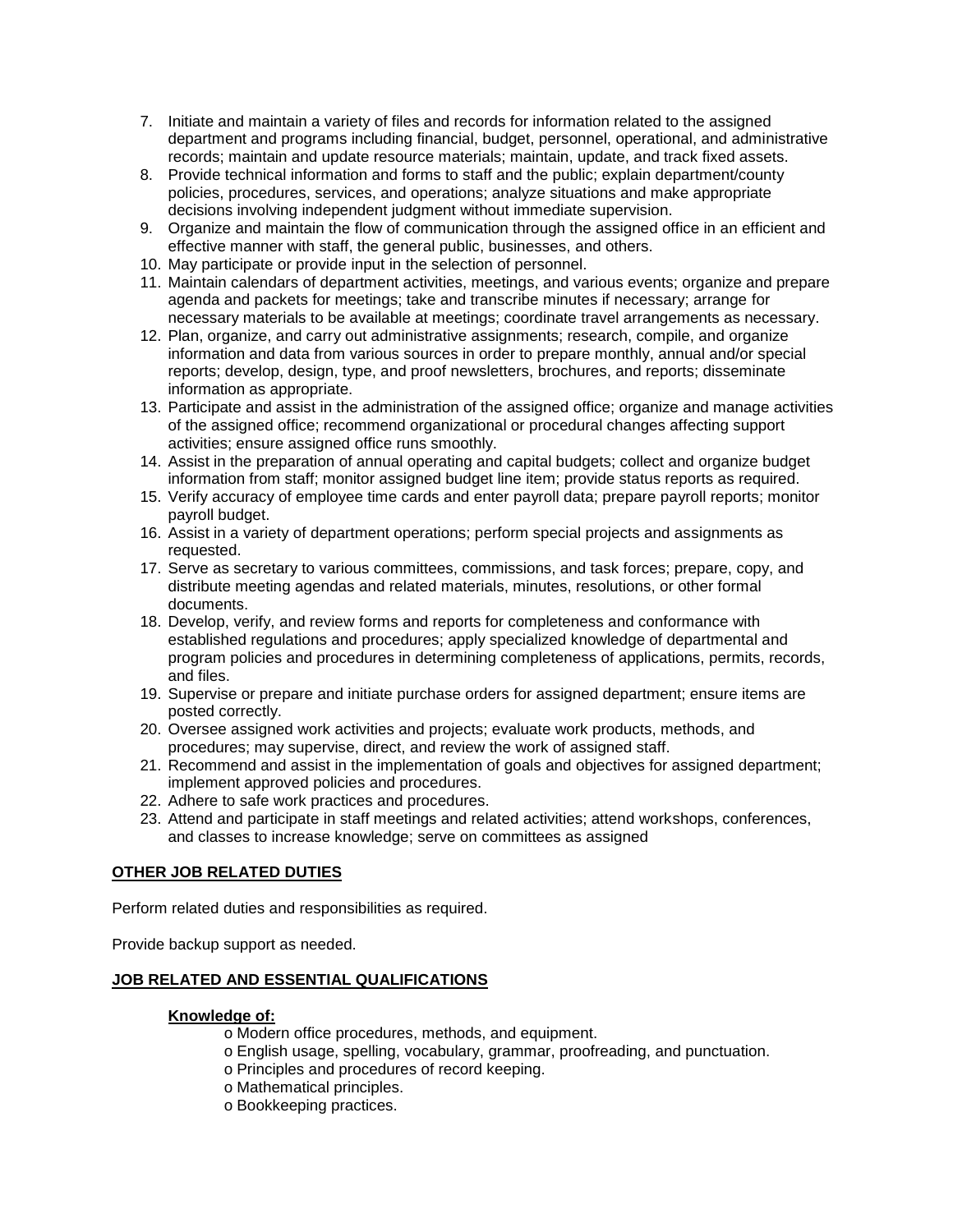7. Initiate and maintain a variety of files and records for information related to the assigned department and programs including financial, budget, personnel, operational, and administrative records; maintain and update resource materials; maintain, update, and track fixed assets.
8. Provide technical information and forms to staff and the public; explain department/county policies, procedures, services, and operations; analyze situations and make appropriate decisions involving independent judgment without immediate supervision.
9. Organize and maintain the flow of communication through the assigned office in an efficient and effective manner with staff, the general public, businesses, and others.
10. May participate or provide input in the selection of personnel.
11. Maintain calendars of department activities, meetings, and various events; organize and prepare agenda and packets for meetings; take and transcribe minutes if necessary; arrange for necessary materials to be available at meetings; coordinate travel arrangements as necessary.
12. Plan, organize, and carry out administrative assignments; research, compile, and organize information and data from various sources in order to prepare monthly, annual and/or special reports; develop, design, type, and proof newsletters, brochures, and reports; disseminate information as appropriate.
13. Participate and assist in the administration of the assigned office; organize and manage activities of the assigned office; recommend organizational or procedural changes affecting support activities; ensure assigned office runs smoothly.
14. Assist in the preparation of annual operating and capital budgets; collect and organize budget information from staff; monitor assigned budget line item; provide status reports as required.
15. Verify accuracy of employee time cards and enter payroll data; prepare payroll reports; monitor payroll budget.
16. Assist in a variety of department operations; perform special projects and assignments as requested.
17. Serve as secretary to various committees, commissions, and task forces; prepare, copy, and distribute meeting agendas and related materials, minutes, resolutions, or other formal documents.
18. Develop, verify, and review forms and reports for completeness and conformance with established regulations and procedures; apply specialized knowledge of departmental and program policies and procedures in determining completeness of applications, permits, records, and files.
19. Supervise or prepare and initiate purchase orders for assigned department; ensure items are posted correctly.
20. Oversee assigned work activities and projects; evaluate work products, methods, and procedures; may supervise, direct, and review the work of assigned staff.
21. Recommend and assist in the implementation of goals and objectives for assigned department; implement approved policies and procedures.
22. Adhere to safe work practices and procedures.
23. Attend and participate in staff meetings and related activities; attend workshops, conferences, and classes to increase knowledge; serve on committees as assigned

## OTHER JOB RELATED DUTIES

Perform related duties and responsibilities as required.

Provide backup support as needed.

## JOB RELATED AND ESSENTIAL QUALIFICATIONS

### Knowledge of:

- Modern office procedures, methods, and equipment.
- English usage, spelling, vocabulary, grammar, proofreading, and punctuation.
- Principles and procedures of record keeping.
- Mathematical principles.
- Bookkeeping practices.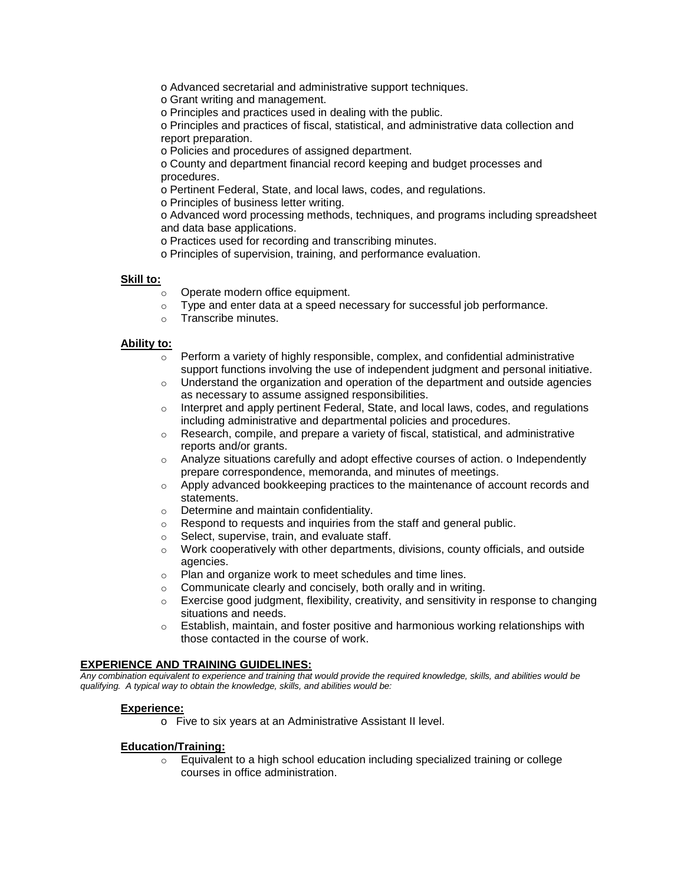- Advanced secretarial and administrative support techniques.
- Grant writing and management.
- Principles and practices used in dealing with the public.
- Principles and practices of fiscal, statistical, and administrative data collection and report preparation.
- Policies and procedures of assigned department.
- County and department financial record keeping and budget processes and procedures.
- Pertinent Federal, State, and local laws, codes, and regulations.
- Principles of business letter writing.
- Advanced word processing methods, techniques, and programs including spreadsheet and data base applications.
- Practices used for recording and transcribing minutes.
- Principles of supervision, training, and performance evaluation.

**Skill to:**

- Operate modern office equipment.
- Type and enter data at a speed necessary for successful job performance.
- Transcribe minutes.

**Ability to:**

- Perform a variety of highly responsible, complex, and confidential administrative support functions involving the use of independent judgment and personal initiative.
- Understand the organization and operation of the department and outside agencies as necessary to assume assigned responsibilities.
- Interpret and apply pertinent Federal, State, and local laws, codes, and regulations including administrative and departmental policies and procedures.
- Research, compile, and prepare a variety of fiscal, statistical, and administrative reports and/or grants.
- Analyze situations carefully and adopt effective courses of action. o Independently prepare correspondence, memoranda, and minutes of meetings.
- Apply advanced bookkeeping practices to the maintenance of account records and statements.
- Determine and maintain confidentiality.
- Respond to requests and inquiries from the staff and general public.
- Select, supervise, train, and evaluate staff.
- Work cooperatively with other departments, divisions, county officials, and outside agencies.
- Plan and organize work to meet schedules and time lines.
- Communicate clearly and concisely, both orally and in writing.
- Exercise good judgment, flexibility, creativity, and sensitivity in response to changing situations and needs.
- Establish, maintain, and foster positive and harmonious working relationships with those contacted in the course of work.

## EXPERIENCE AND TRAINING GUIDELINES:

*Any combination equivalent to experience and training that would provide the required knowledge, skills, and abilities would be qualifying. A typical way to obtain the knowledge, skills, and abilities would be:*

**Experience:**

- Five to six years at an Administrative Assistant II level.

**Education/Training:**

- Equivalent to a high school education including specialized training or college courses in office administration.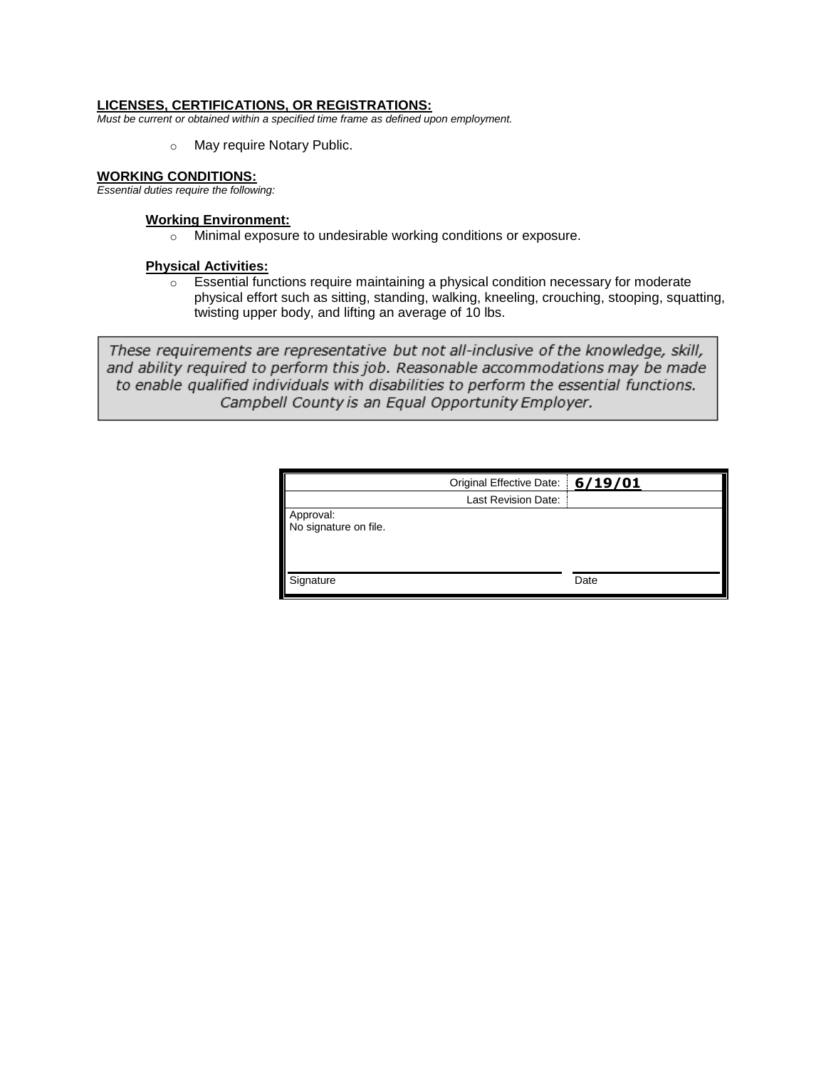**LICENSES, CERTIFICATIONS, OR REGISTRATIONS:**

*Must be current or obtained within a specified time frame as defined upon employment.*

- May require Notary Public.

**WORKING CONDITIONS:**

*Essential duties require the following:*

**Working Environment:**

- Minimal exposure to undesirable working conditions or exposure.

**Physical Activities:**

- Essential functions require maintaining a physical condition necessary for moderate physical effort such as sitting, standing, walking, kneeling, crouching, stooping, squatting, twisting upper body, and lifting an average of 10 lbs.

*These requirements are representative but not all-inclusive of the knowledge, skill, and ability required to perform this job. Reasonable accommodations may be made to enable qualified individuals with disabilities to perform the essential functions. Campbell County is an Equal Opportunity Employer.*

| | |
|---|---|
| Original Effective Date: | **6/19/01** |
| Last Revision Date: | |
| Approval: No signature on file. | |
| Signature | Date |